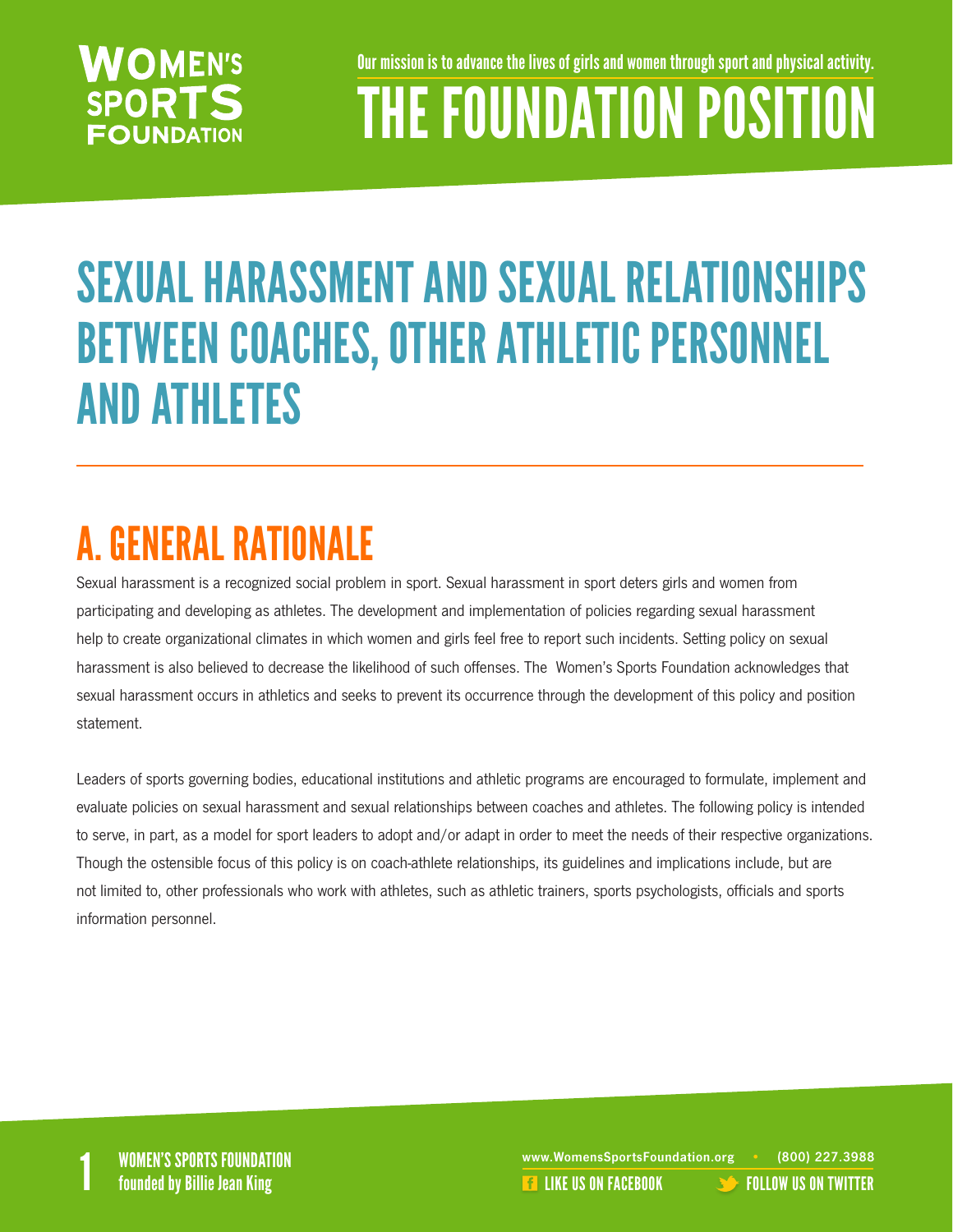# THE FOUNDATION POSITION

Our mission is to advance the lives of girls and women through sport and physical activity.

## SEXUAL HARASSMENT AND SEXUAL RELATIONSHIPS BETWEEN COACHES, OTHER ATHLETIC PERSONNEL AND ATHLETES

## A. GENERAL RATIONALE

Sexual harassment is a recognized social problem in sport. Sexual harassment in sport deters girls and women from participating and developing as athletes. The development and implementation of policies regarding sexual harassment help to create organizational climates in which women and girls feel free to report such incidents. Setting policy on sexual harassment is also believed to decrease the likelihood of such offenses. The Women's Sports Foundation acknowledges that sexual harassment occurs in athletics and seeks to prevent its occurrence through the development of this policy and position statement.

Leaders of sports governing bodies, educational institutions and athletic programs are encouraged to formulate, implement and evaluate policies on sexual harassment and sexual relationships between coaches and athletes. The following policy is intended to serve, in part, as a model for sport leaders to adopt and/or adapt in order to meet the needs of their respective organizations. Though the ostensible focus of this policy is on coach-athlete relationships, its guidelines and implications include, but are not limited to, other professionals who work with athletes, such as athletic trainers, sports psychologists, officials and sports information personnel.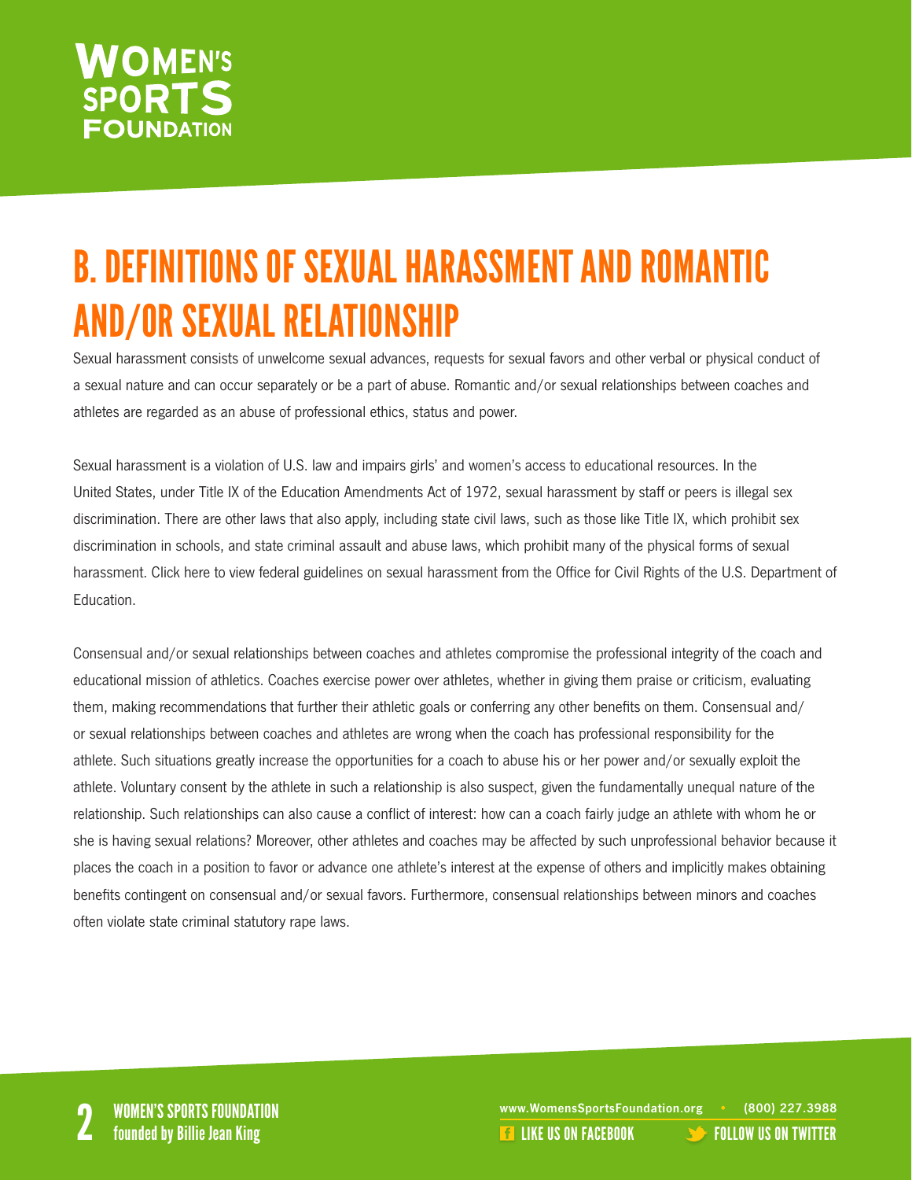## B. DEFINITIONS OF SEXUAL HARASSMENT AND ROMANTIC AND/OR SEXUAL RELATIONSHIP

Sexual harassment consists of unwelcome sexual advances, requests for sexual favors and other verbal or physical conduct of a sexual nature and can occur separately or be a part of abuse. Romantic and/or sexual relationships between coaches and athletes are regarded as an abuse of professional ethics, status and power.

Sexual harassment is a violation of U.S. law and impairs girls' and women's access to educational resources. In the United States, under Title IX of the Education Amendments Act of 1972, sexual harassment by staff or peers is illegal sex discrimination. There are other laws that also apply, including state civil laws, such as those like Title IX, which prohibit sex discrimination in schools, and state criminal assault and abuse laws, which prohibit many of the physical forms of sexual harassment. Click here to view federal guidelines on sexual harassment from the Office for Civil Rights of the U.S. Department of Education.

Consensual and/or sexual relationships between coaches and athletes compromise the professional integrity of the coach and educational mission of athletics. Coaches exercise power over athletes, whether in giving them praise or criticism, evaluating them, making recommendations that further their athletic goals or conferring any other benefits on them. Consensual and/or sexual relationships between coaches and athletes are wrong when the coach has professional responsibility for the athlete. Such situations greatly increase the opportunities for a coach to abuse his or her power and/or sexually exploit the athlete. Voluntary consent by the athlete in such a relationship is also suspect, given the fundamentally unequal nature of the relationship. Such relationships can also cause a conflict of interest: how can a coach fairly judge an athlete with whom he or she is having sexual relations? Moreover, other athletes and coaches may be affected by such unprofessional behavior because it places the coach in a position to favor or advance one athlete's interest at the expense of others and implicitly makes obtaining benefits contingent on consensual and/or sexual favors. Furthermore, consensual relationships between minors and coaches often violate state criminal statutory rape laws.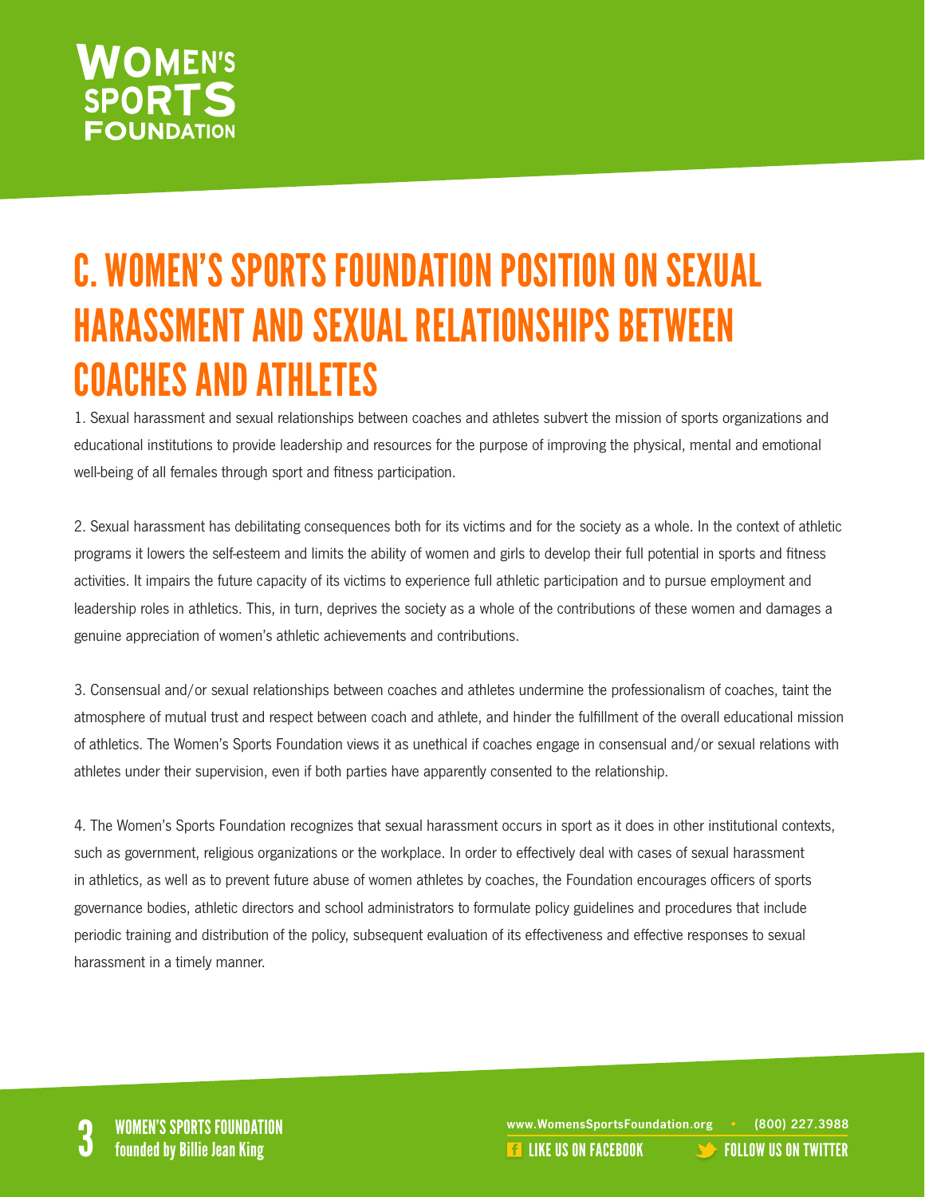# C. WOMEN'S SPORTS FOUNDATION POSITION ON SEXUAL HARASSMENT AND SEXUAL RELATIONSHIPS BETWEEN COACHES AND ATHLETES

1. Sexual harassment and sexual relationships between coaches and athletes subvert the mission of sports organizations and educational institutions to provide leadership and resources for the purpose of improving the physical, mental and emotional well-being of all females through sport and fitness participation.

2. Sexual harassment has debilitating consequences both for its victims and for the society as a whole. In the context of athletic programs it lowers the self-esteem and limits the ability of women and girls to develop their full potential in sports and fitness activities. It impairs the future capacity of its victims to experience full athletic participation and to pursue employment and leadership roles in athletics. This, in turn, deprives the society as a whole of the contributions of these women and damages a genuine appreciation of women's athletic achievements and contributions.

3. Consensual and/or sexual relationships between coaches and athletes undermine the professionalism of coaches, taint the atmosphere of mutual trust and respect between coach and athlete, and hinder the fulfillment of the overall educational mission of athletics. The Women's Sports Foundation views it as unethical if coaches engage in consensual and/or sexual relations with athletes under their supervision, even if both parties have apparently consented to the relationship.

4. The Women's Sports Foundation recognizes that sexual harassment occurs in sport as it does in other institutional contexts, such as government, religious organizations or the workplace. In order to effectively deal with cases of sexual harassment in athletics, as well as to prevent future abuse of women athletes by coaches, the Foundation encourages officers of sports governance bodies, athletic directors and school administrators to formulate policy guidelines and procedures that include periodic training and distribution of the policy, subsequent evaluation of its effectiveness and effective responses to sexual harassment in a timely manner.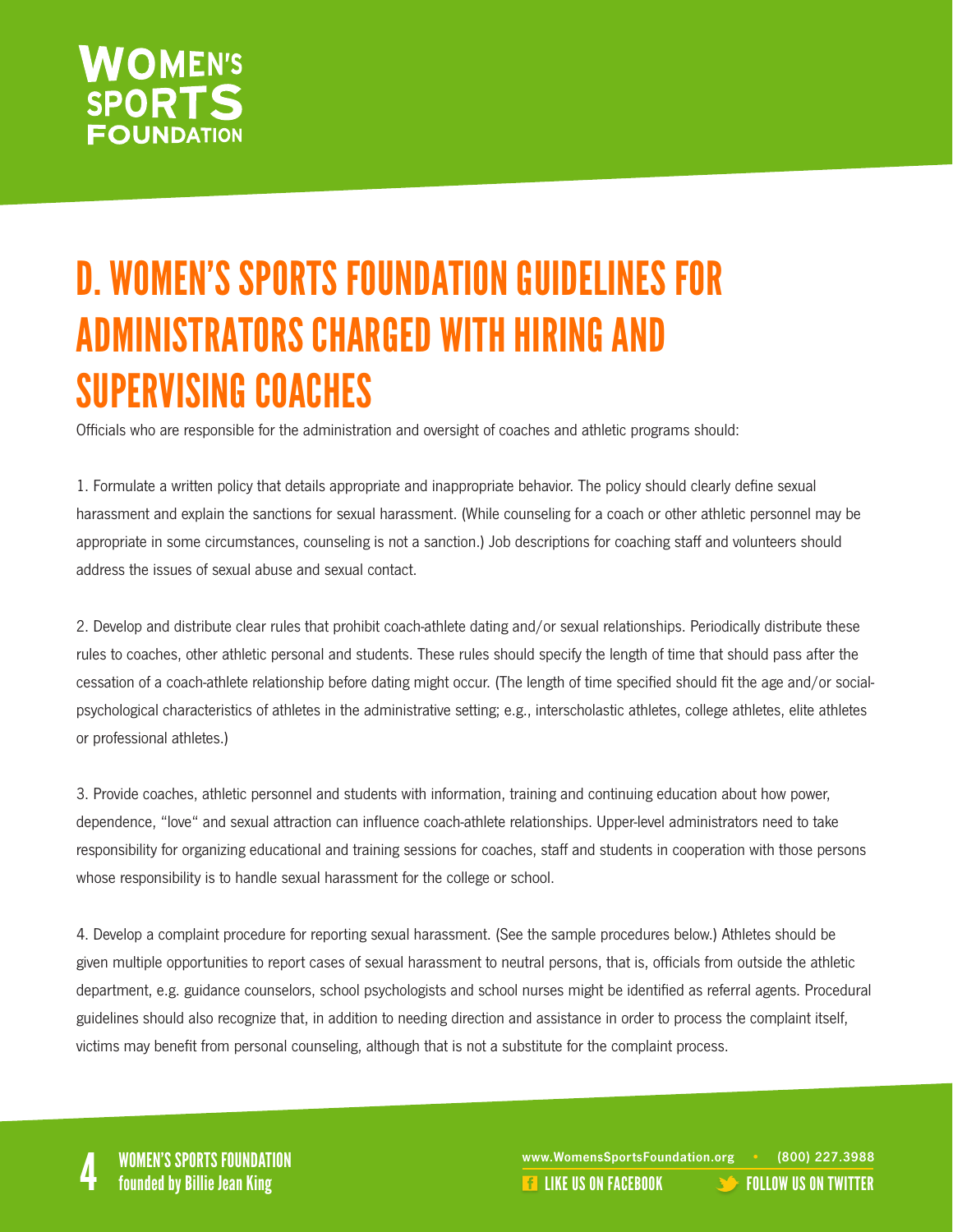# D. WOMEN'S SPORTS FOUNDATION GUIDELINES FOR ADMINISTRATORS CHARGED WITH HIRING AND SUPERVISING COACHES

Officials who are responsible for the administration and oversight of coaches and athletic programs should:

1. Formulate a written policy that details appropriate and inappropriate behavior. The policy should clearly define sexual harassment and explain the sanctions for sexual harassment. (While counseling for a coach or other athletic personnel may be appropriate in some circumstances, counseling is not a sanction.) Job descriptions for coaching staff and volunteers should address the issues of sexual abuse and sexual contact.

2. Develop and distribute clear rules that prohibit coach-athlete dating and/or sexual relationships. Periodically distribute these rules to coaches, other athletic personal and students. These rules should specify the length of time that should pass after the cessation of a coach-athlete relationship before dating might occur. (The length of time specified should fit the age and/or social-psychological characteristics of athletes in the administrative setting; e.g., interscholastic athletes, college athletes, elite athletes or professional athletes.)

3. Provide coaches, athletic personnel and students with information, training and continuing education about how power, dependence, "love" and sexual attraction can influence coach-athlete relationships. Upper-level administrators need to take responsibility for organizing educational and training sessions for coaches, staff and students in cooperation with those persons whose responsibility is to handle sexual harassment for the college or school.

4. Develop a complaint procedure for reporting sexual harassment. (See the sample procedures below.) Athletes should be given multiple opportunities to report cases of sexual harassment to neutral persons, that is, officials from outside the athletic department, e.g. guidance counselors, school psychologists and school nurses might be identified as referral agents. Procedural guidelines should also recognize that, in addition to needing direction and assistance in order to process the complaint itself, victims may benefit from personal counseling, although that is not a substitute for the complaint process.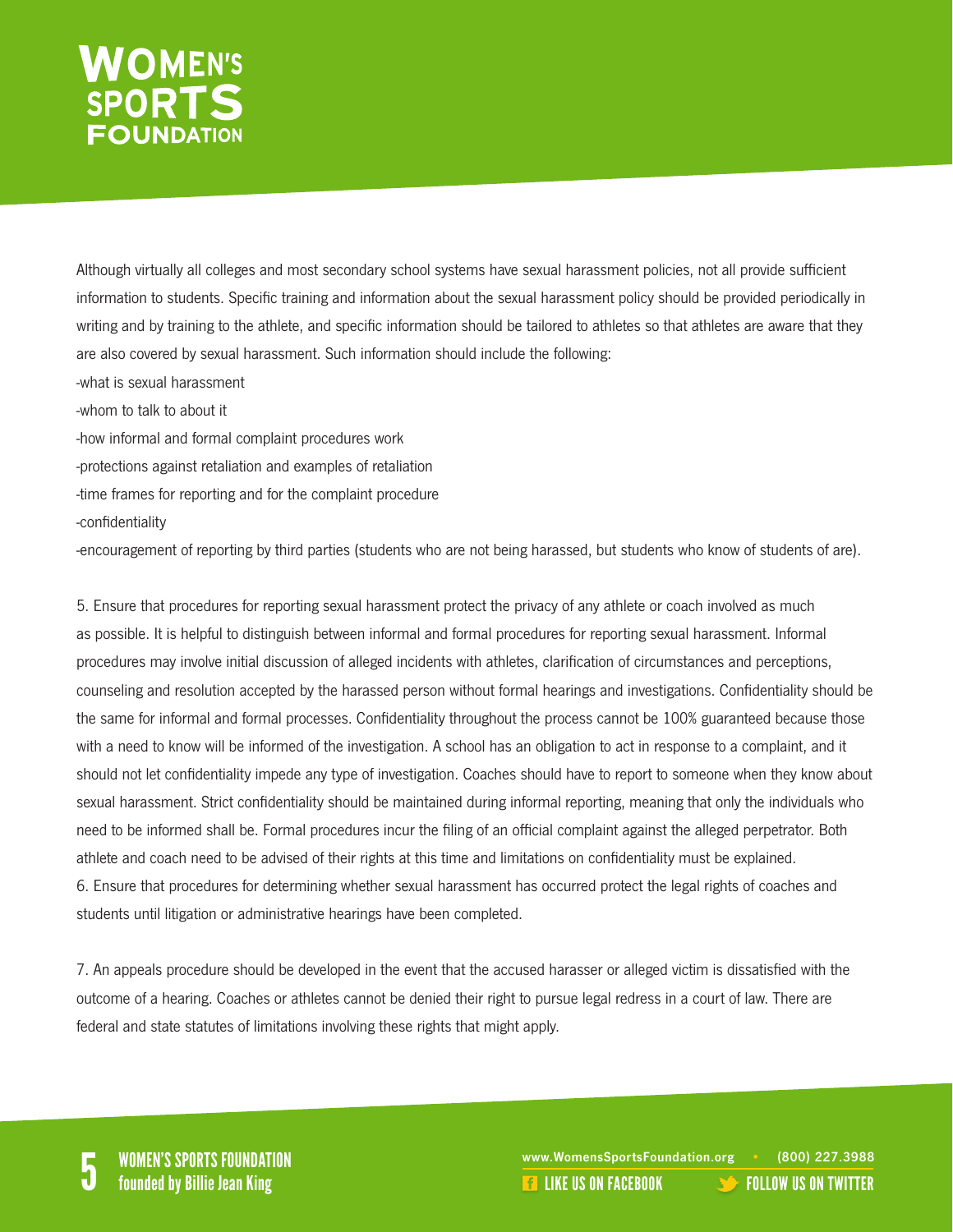Although virtually all colleges and most secondary school systems have sexual harassment policies, not all provide sufficient information to students. Specific training and information about the sexual harassment policy should be provided periodically in writing and by training to the athlete, and specific information should be tailored to athletes so that athletes are aware that they are also covered by sexual harassment. Such information should include the following:

-what is sexual harassment

-whom to talk to about it

-how informal and formal complaint procedures work

-protections against retaliation and examples of retaliation

-time frames for reporting and for the complaint procedure

-confidentiality

-encouragement of reporting by third parties (students who are not being harassed, but students who know of students of are).

5. Ensure that procedures for reporting sexual harassment protect the privacy of any athlete or coach involved as much as possible. It is helpful to distinguish between informal and formal procedures for reporting sexual harassment. Informal procedures may involve initial discussion of alleged incidents with athletes, clarification of circumstances and perceptions, counseling and resolution accepted by the harassed person without formal hearings and investigations. Confidentiality should be the same for informal and formal processes. Confidentiality throughout the process cannot be 100% guaranteed because those with a need to know will be informed of the investigation. A school has an obligation to act in response to a complaint, and it should not let confidentiality impede any type of investigation. Coaches should have to report to someone when they know about sexual harassment. Strict confidentiality should be maintained during informal reporting, meaning that only the individuals who need to be informed shall be. Formal procedures incur the filing of an official complaint against the alleged perpetrator. Both athlete and coach need to be advised of their rights at this time and limitations on confidentiality must be explained.

6. Ensure that procedures for determining whether sexual harassment has occurred protect the legal rights of coaches and students until litigation or administrative hearings have been completed.

7. An appeals procedure should be developed in the event that the accused harasser or alleged victim is dissatisfied with the outcome of a hearing. Coaches or athletes cannot be denied their right to pursue legal redress in a court of law. There are federal and state statutes of limitations involving these rights that might apply.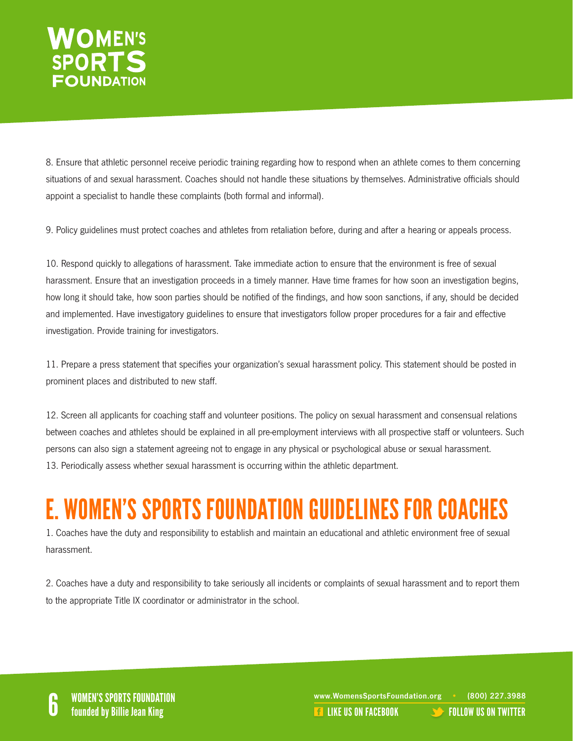8. Ensure that athletic personnel receive periodic training regarding how to respond when an athlete comes to them concerning situations of and sexual harassment. Coaches should not handle these situations by themselves. Administrative officials should appoint a specialist to handle these complaints (both formal and informal).

9. Policy guidelines must protect coaches and athletes from retaliation before, during and after a hearing or appeals process.

10. Respond quickly to allegations of harassment. Take immediate action to ensure that the environment is free of sexual harassment. Ensure that an investigation proceeds in a timely manner. Have time frames for how soon an investigation begins, how long it should take, how soon parties should be notified of the findings, and how soon sanctions, if any, should be decided and implemented. Have investigatory guidelines to ensure that investigators follow proper procedures for a fair and effective investigation. Provide training for investigators.

11. Prepare a press statement that specifies your organization's sexual harassment policy. This statement should be posted in prominent places and distributed to new staff.

12. Screen all applicants for coaching staff and volunteer positions. The policy on sexual harassment and consensual relations between coaches and athletes should be explained in all pre-employment interviews with all prospective staff or volunteers. Such persons can also sign a statement agreeing not to engage in any physical or psychological abuse or sexual harassment.

13. Periodically assess whether sexual harassment is occurring within the athletic department.

# E. WOMEN'S SPORTS FOUNDATION GUIDELINES FOR COACHES

1. Coaches have the duty and responsibility to establish and maintain an educational and athletic environment free of sexual harassment.

2. Coaches have a duty and responsibility to take seriously all incidents or complaints of sexual harassment and to report them to the appropriate Title IX coordinator or administrator in the school.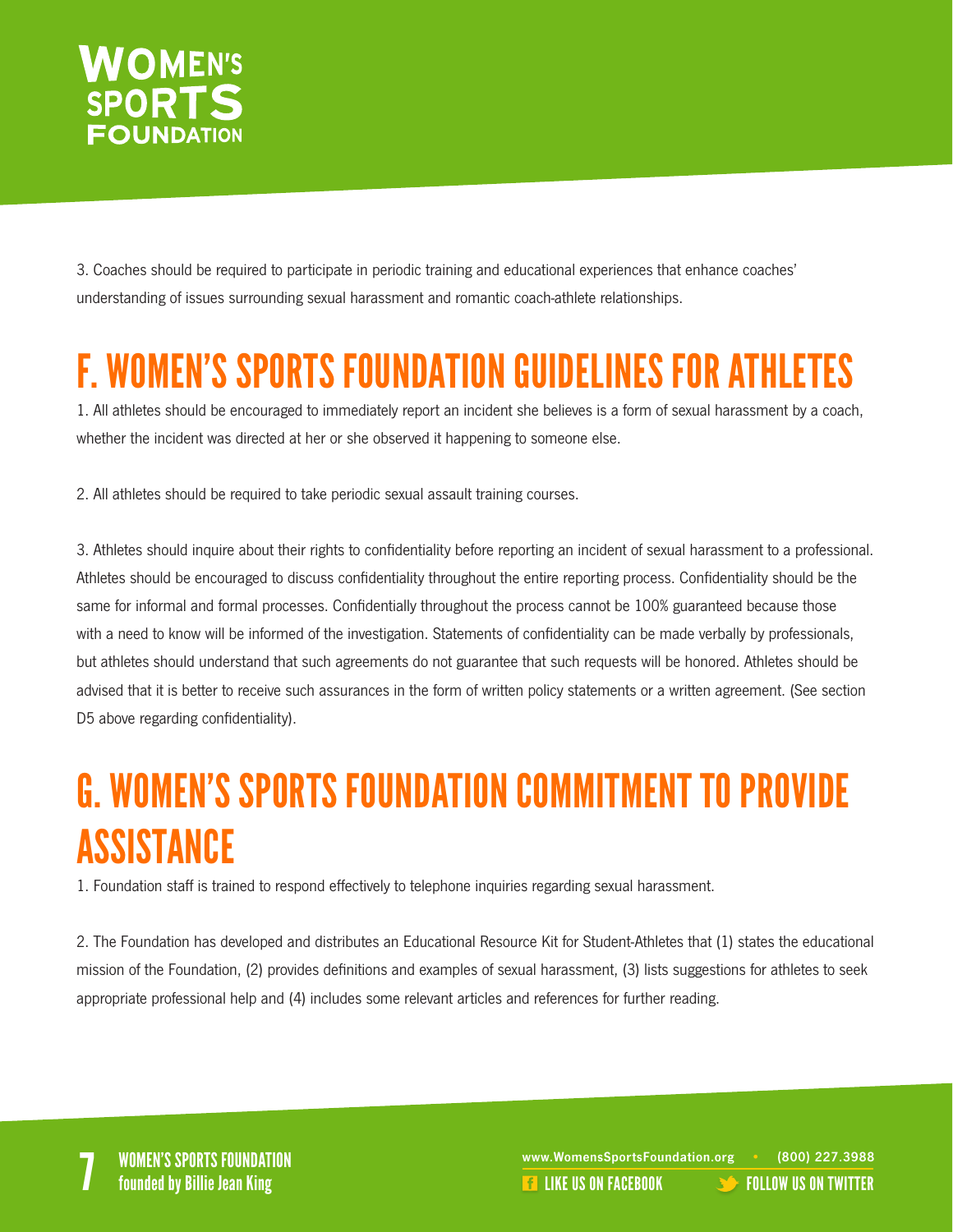3. Coaches should be required to participate in periodic training and educational experiences that enhance coaches' understanding of issues surrounding sexual harassment and romantic coach-athlete relationships.

## F. WOMEN'S SPORTS FOUNDATION GUIDELINES FOR ATHLETES

1. All athletes should be encouraged to immediately report an incident she believes is a form of sexual harassment by a coach, whether the incident was directed at her or she observed it happening to someone else.

2. All athletes should be required to take periodic sexual assault training courses.

3. Athletes should inquire about their rights to confidentiality before reporting an incident of sexual harassment to a professional. Athletes should be encouraged to discuss confidentiality throughout the entire reporting process. Confidentiality should be the same for informal and formal processes. Confidentially throughout the process cannot be 100% guaranteed because those with a need to know will be informed of the investigation. Statements of confidentiality can be made verbally by professionals, but athletes should understand that such agreements do not guarantee that such requests will be honored. Athletes should be advised that it is better to receive such assurances in the form of written policy statements or a written agreement. (See section D5 above regarding confidentiality).

## G. WOMEN'S SPORTS FOUNDATION COMMITMENT TO PROVIDE ASSISTANCE

1. Foundation staff is trained to respond effectively to telephone inquiries regarding sexual harassment.

2. The Foundation has developed and distributes an Educational Resource Kit for Student-Athletes that (1) states the educational mission of the Foundation, (2) provides definitions and examples of sexual harassment, (3) lists suggestions for athletes to seek appropriate professional help and (4) includes some relevant articles and references for further reading.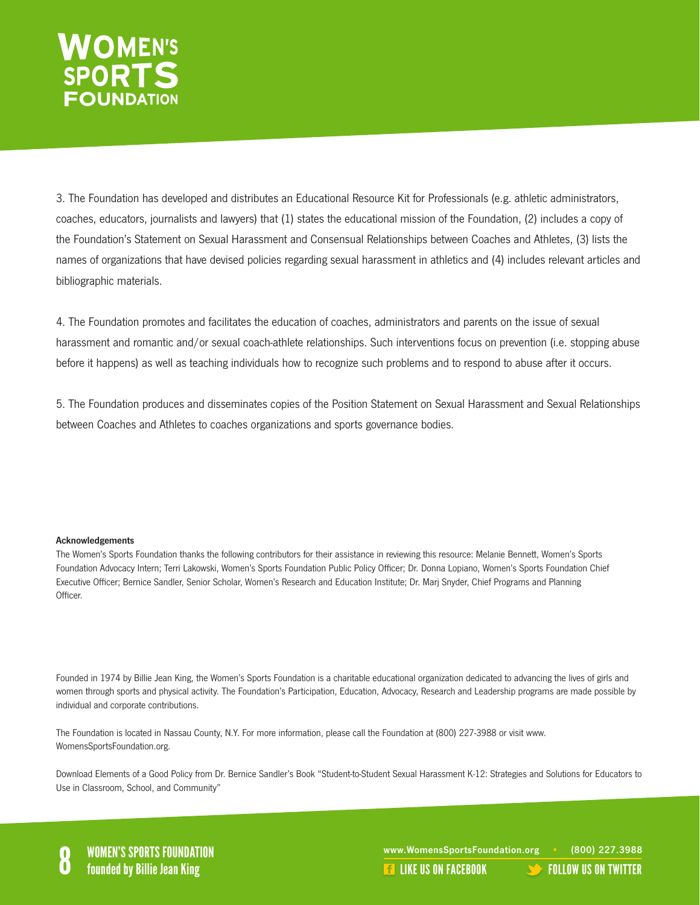3. The Foundation has developed and distributes an Educational Resource Kit for Professionals (e.g. athletic administrators, coaches, educators, journalists and lawyers) that (1) states the educational mission of the Foundation, (2) includes a copy of the Foundation's Statement on Sexual Harassment and Consensual Relationships between Coaches and Athletes, (3) lists the names of organizations that have devised policies regarding sexual harassment in athletics and (4) includes relevant articles and bibliographic materials.

4. The Foundation promotes and facilitates the education of coaches, administrators and parents on the issue of sexual harassment and romantic and/or sexual coach-athlete relationships. Such interventions focus on prevention (i.e. stopping abuse before it happens) as well as teaching individuals how to recognize such problems and to respond to abuse after it occurs.

5. The Foundation produces and disseminates copies of the Position Statement on Sexual Harassment and Sexual Relationships between Coaches and Athletes to coaches organizations and sports governance bodies.

**Acknowledgements**

The Women's Sports Foundation thanks the following contributors for their assistance in reviewing this resource: Melanie Bennett, Women's Sports Foundation Advocacy Intern; Terri Lakowski, Women's Sports Foundation Public Policy Officer; Dr. Donna Lopiano, Women's Sports Foundation Chief Executive Officer; Bernice Sandler, Senior Scholar, Women's Research and Education Institute; Dr. Marj Snyder, Chief Programs and Planning Officer.

Founded in 1974 by Billie Jean King, the Women's Sports Foundation is a charitable educational organization dedicated to advancing the lives of girls and women through sports and physical activity. The Foundation's Participation, Education, Advocacy, Research and Leadership programs are made possible by individual and corporate contributions.

The Foundation is located in Nassau County, N.Y. For more information, please call the Foundation at (800) 227-3988 or visit www.WomensSportsFoundation.org.

Download Elements of a Good Policy from Dr. Bernice Sandler's Book "Student-to-Student Sexual Harassment K-12: Strategies and Solutions for Educators to Use in Classroom, School, and Community"